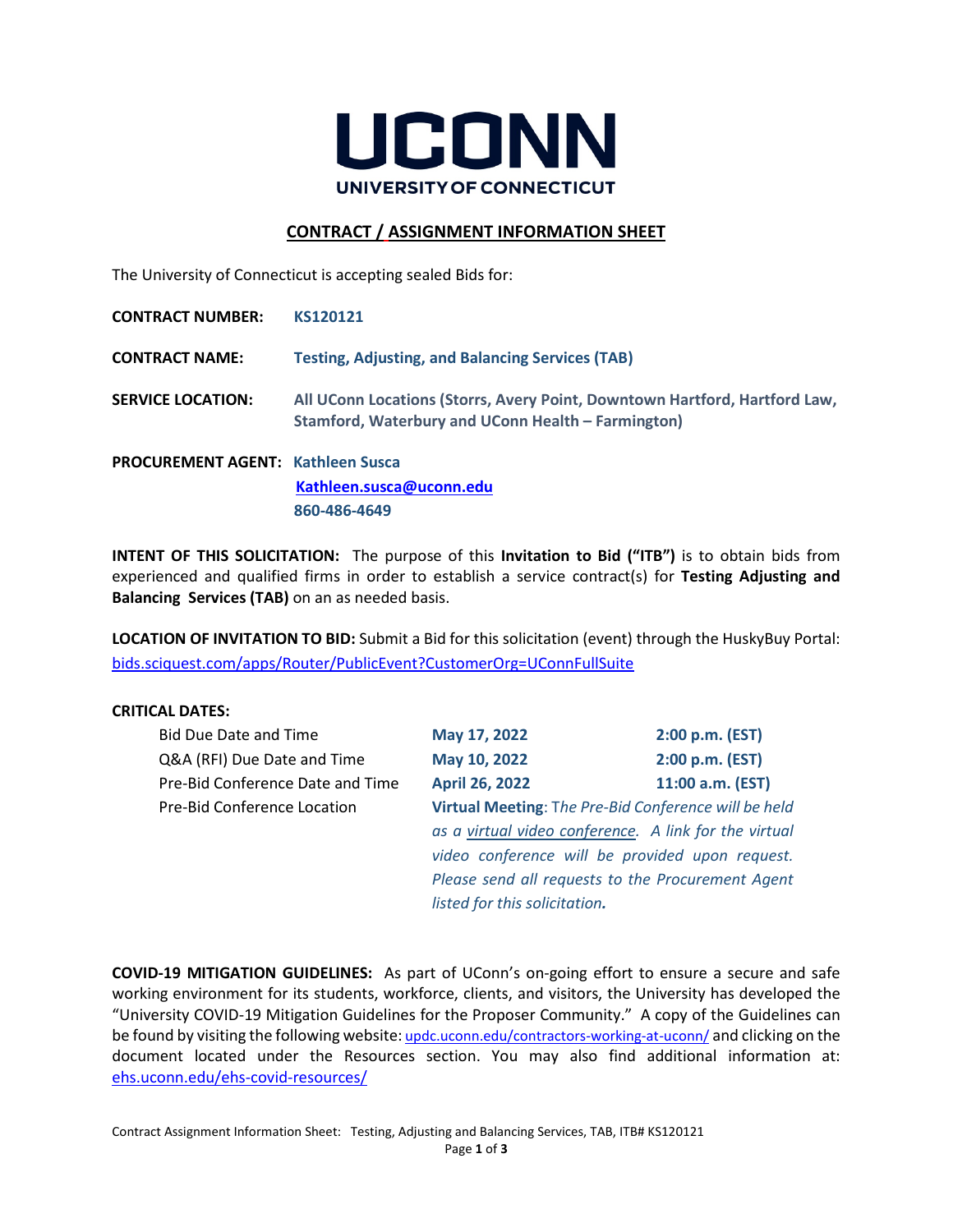# UCONN

UNIVERSITY OF CONNECTICUT

## CONTRACT / ASSIGNMENT INFORMATION SHEET

The University of Connecticut is accepting sealed Bids for:

**CONTRACT NUMBER:** **KS120121**

**CONTRACT NAME:** **Testing, Adjusting, and Balancing Services (TAB)**

**SERVICE LOCATION:** **All UConn Locations (Storrs, Avery Point, Downtown Hartford, Hartford Law, Stamford, Waterbury and UConn Health – Farmington)**

**PROCUREMENT AGENT:** **Kathleen Susca**
**Kathleen.susca@uconn.edu**
**860-486-4649**

**INTENT OF THIS SOLICITATION:** The purpose of this **Invitation to Bid ("ITB")** is to obtain bids from experienced and qualified firms in order to establish a service contract(s) for **Testing Adjusting and Balancing Services (TAB)** on an as needed basis.

**LOCATION OF INVITATION TO BID:** Submit a Bid for this solicitation (event) through the HuskyBuy Portal: bids.sciquest.com/apps/Router/PublicEvent?CustomerOrg=UConnFullSuite

**CRITICAL DATES:**

| | | |
|---|---|---|
| Bid Due Date and Time | **May 17, 2022** | **2:00 p.m. (EST)** |
| Q&A (RFI) Due Date and Time | **May 10, 2022** | **2:00 p.m. (EST)** |
| Pre-Bid Conference Date and Time | **April 26, 2022** | **11:00 a.m. (EST)** |
| Pre-Bid Conference Location | **Virtual Meeting**: *The Pre-Bid Conference will be held as a virtual video conference. A link for the virtual video conference will be provided upon request. Please send all requests to the Procurement Agent listed for this solicitation.* | |

**COVID-19 MITIGATION GUIDELINES:** As part of UConn's on-going effort to ensure a secure and safe working environment for its students, workforce, clients, and visitors, the University has developed the "University COVID-19 Mitigation Guidelines for the Proposer Community." A copy of the Guidelines can be found by visiting the following website: updc.uconn.edu/contractors-working-at-uconn/ and clicking on the document located under the Resources section. You may also find additional information at: ehs.uconn.edu/ehs-covid-resources/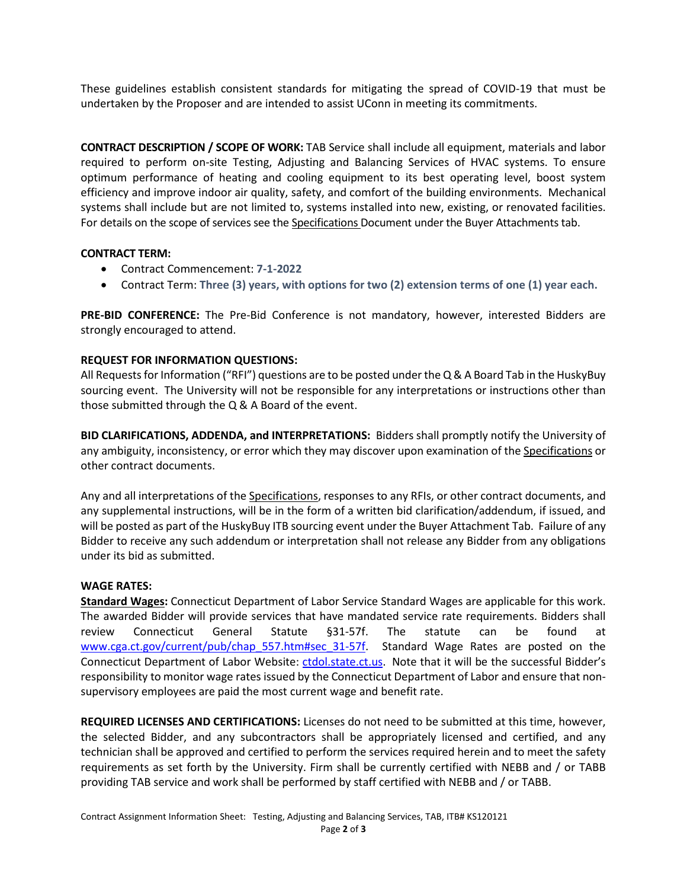These guidelines establish consistent standards for mitigating the spread of COVID-19 that must be undertaken by the Proposer and are intended to assist UConn in meeting its commitments.

**CONTRACT DESCRIPTION / SCOPE OF WORK:** TAB Service shall include all equipment, materials and labor required to perform on-site Testing, Adjusting and Balancing Services of HVAC systems. To ensure optimum performance of heating and cooling equipment to its best operating level, boost system efficiency and improve indoor air quality, safety, and comfort of the building environments. Mechanical systems shall include but are not limited to, systems installed into new, existing, or renovated facilities. For details on the scope of services see the Specifications Document under the Buyer Attachments tab.

**CONTRACT TERM:**

- Contract Commencement: **7-1-2022**
- Contract Term: **Three (3) years, with options for two (2) extension terms of one (1) year each.**

**PRE-BID CONFERENCE:** The Pre-Bid Conference is not mandatory, however, interested Bidders are strongly encouraged to attend.

**REQUEST FOR INFORMATION QUESTIONS:**
All Requests for Information ("RFI") questions are to be posted under the Q & A Board Tab in the HuskyBuy sourcing event. The University will not be responsible for any interpretations or instructions other than those submitted through the Q & A Board of the event.

**BID CLARIFICATIONS, ADDENDA, and INTERPRETATIONS:** Bidders shall promptly notify the University of any ambiguity, inconsistency, or error which they may discover upon examination of the Specifications or other contract documents.

Any and all interpretations of the Specifications, responses to any RFIs, or other contract documents, and any supplemental instructions, will be in the form of a written bid clarification/addendum, if issued, and will be posted as part of the HuskyBuy ITB sourcing event under the Buyer Attachment Tab. Failure of any Bidder to receive any such addendum or interpretation shall not release any Bidder from any obligations under its bid as submitted.

**WAGE RATES:**
**Standard Wages:** Connecticut Department of Labor Service Standard Wages are applicable for this work. The awarded Bidder will provide services that have mandated service rate requirements. Bidders shall review Connecticut General Statute §31-57f. The statute can be found at www.cga.ct.gov/current/pub/chap_557.htm#sec_31-57f. Standard Wage Rates are posted on the Connecticut Department of Labor Website: ctdol.state.ct.us. Note that it will be the successful Bidder's responsibility to monitor wage rates issued by the Connecticut Department of Labor and ensure that non-supervisory employees are paid the most current wage and benefit rate.

**REQUIRED LICENSES AND CERTIFICATIONS:** Licenses do not need to be submitted at this time, however, the selected Bidder, and any subcontractors shall be appropriately licensed and certified, and any technician shall be approved and certified to perform the services required herein and to meet the safety requirements as set forth by the University. Firm shall be currently certified with NEBB and / or TABB providing TAB service and work shall be performed by staff certified with NEBB and / or TABB.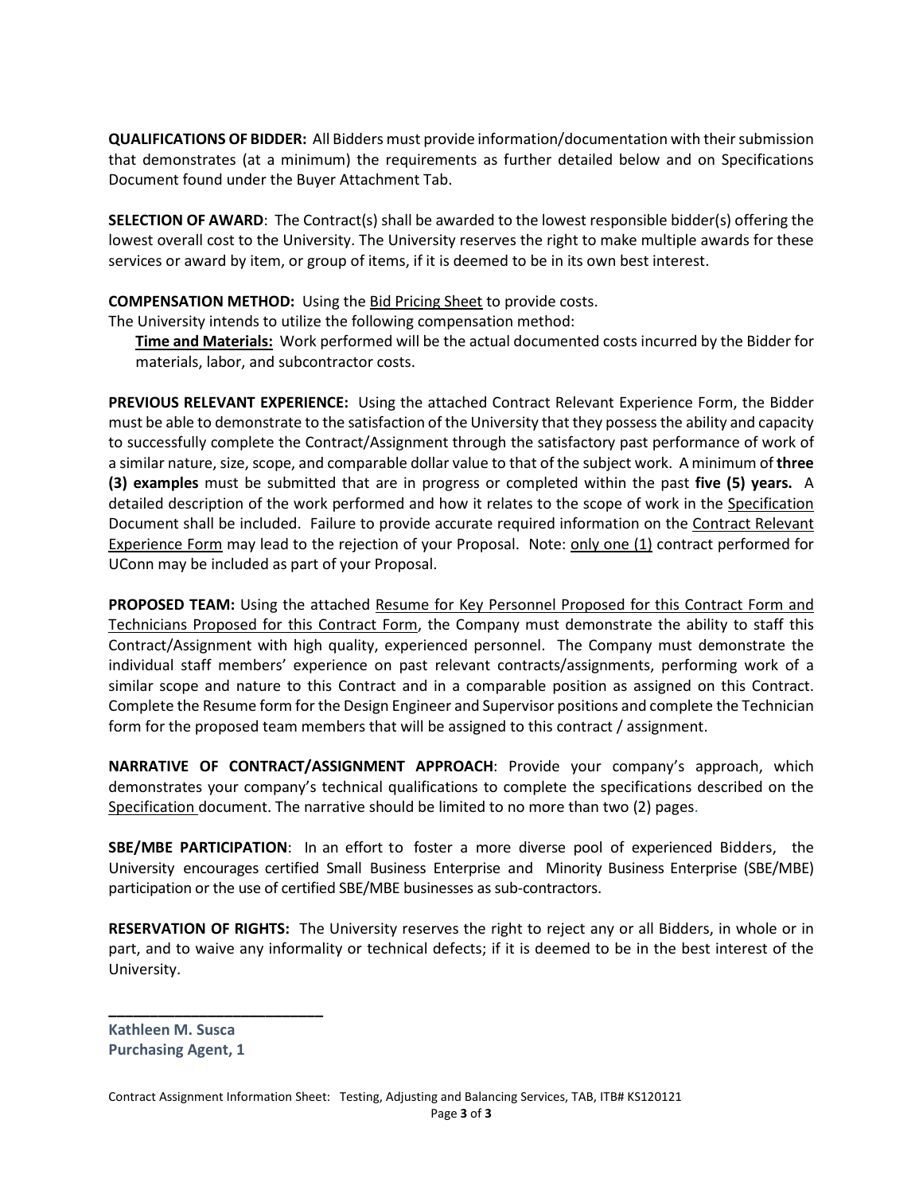**QUALIFICATIONS OF BIDDER:** All Bidders must provide information/documentation with their submission that demonstrates (at a minimum) the requirements as further detailed below and on Specifications Document found under the Buyer Attachment Tab.

**SELECTION OF AWARD**: The Contract(s) shall be awarded to the lowest responsible bidder(s) offering the lowest overall cost to the University. The University reserves the right to make multiple awards for these services or award by item, or group of items, if it is deemed to be in its own best interest.

**COMPENSATION METHOD:** Using the Bid Pricing Sheet to provide costs.
The University intends to utilize the following compensation method:

**Time and Materials:** Work performed will be the actual documented costs incurred by the Bidder for materials, labor, and subcontractor costs.

**PREVIOUS RELEVANT EXPERIENCE:** Using the attached Contract Relevant Experience Form, the Bidder must be able to demonstrate to the satisfaction of the University that they possess the ability and capacity to successfully complete the Contract/Assignment through the satisfactory past performance of work of a similar nature, size, scope, and comparable dollar value to that of the subject work. A minimum of **three (3) examples** must be submitted that are in progress or completed within the past **five (5) years.** A detailed description of the work performed and how it relates to the scope of work in the Specification Document shall be included. Failure to provide accurate required information on the Contract Relevant Experience Form may lead to the rejection of your Proposal. Note: only one (1) contract performed for UConn may be included as part of your Proposal.

**PROPOSED TEAM:** Using the attached Resume for Key Personnel Proposed for this Contract Form and Technicians Proposed for this Contract Form, the Company must demonstrate the ability to staff this Contract/Assignment with high quality, experienced personnel. The Company must demonstrate the individual staff members' experience on past relevant contracts/assignments, performing work of a similar scope and nature to this Contract and in a comparable position as assigned on this Contract. Complete the Resume form for the Design Engineer and Supervisor positions and complete the Technician form for the proposed team members that will be assigned to this contract / assignment.

**NARRATIVE OF CONTRACT/ASSIGNMENT APPROACH**: Provide your company's approach, which demonstrates your company's technical qualifications to complete the specifications described on the Specification document. The narrative should be limited to no more than two (2) pages.

**SBE/MBE PARTICIPATION**: In an effort to foster a more diverse pool of experienced Bidders, the University encourages certified Small Business Enterprise and Minority Business Enterprise (SBE/MBE) participation or the use of certified SBE/MBE businesses as sub-contractors.

**RESERVATION OF RIGHTS:** The University reserves the right to reject any or all Bidders, in whole or in part, and to waive any informality or technical defects; if it is deemed to be in the best interest of the University.

\_\_\_\_\_\_\_\_\_\_\_\_\_\_\_\_\_\_\_\_\_\_\_\_\_\_

**Kathleen M. Susca**
**Purchasing Agent, 1**

Contract Assignment Information Sheet: Testing, Adjusting and Balancing Services, TAB, ITB# KS120121